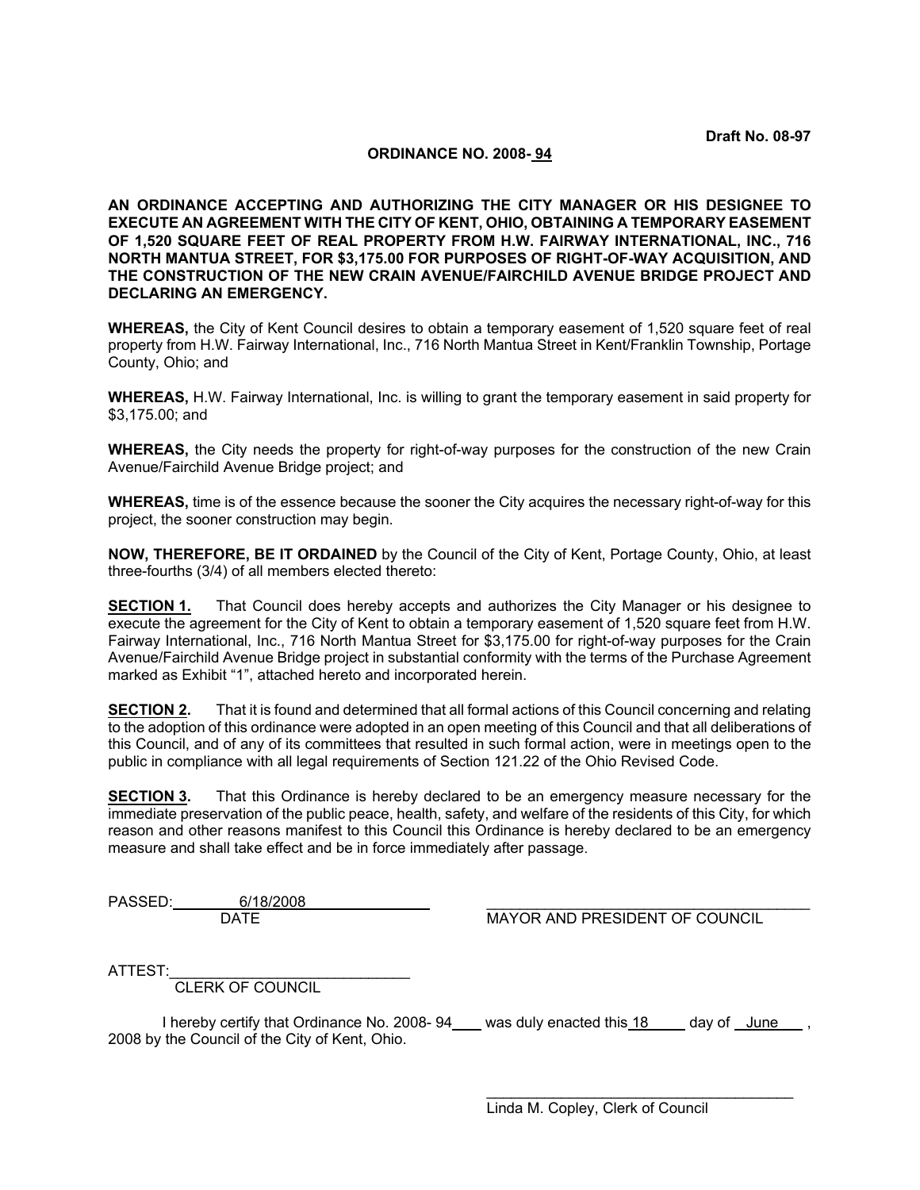Draft No. 08-97

**ORDINANCE NO. 2008- 94**

**AN ORDINANCE ACCEPTING AND AUTHORIZING THE CITY MANAGER OR HIS DESIGNEE TO EXECUTE AN AGREEMENT WITH THE CITY OF KENT, OHIO, OBTAINING A TEMPORARY EASEMENT OF 1,520 SQUARE FEET OF REAL PROPERTY FROM H.W. FAIRWAY INTERNATIONAL, INC., 716 NORTH MANTUA STREET, FOR $3,175.00 FOR PURPOSES OF RIGHT-OF-WAY ACQUISITION, AND THE CONSTRUCTION OF THE NEW CRAIN AVENUE/FAIRCHILD AVENUE BRIDGE PROJECT AND DECLARING AN EMERGENCY.**

**WHEREAS,** the City of Kent Council desires to obtain a temporary easement of 1,520 square feet of real property from H.W. Fairway International, Inc., 716 North Mantua Street in Kent/Franklin Township, Portage County, Ohio; and

**WHEREAS,** H.W. Fairway International, Inc. is willing to grant the temporary easement in said property for $3,175.00; and

**WHEREAS,** the City needs the property for right-of-way purposes for the construction of the new Crain Avenue/Fairchild Avenue Bridge project; and

**WHEREAS,** time is of the essence because the sooner the City acquires the necessary right-of-way for this project, the sooner construction may begin.

**NOW, THEREFORE, BE IT ORDAINED** by the Council of the City of Kent, Portage County, Ohio, at least three-fourths (3/4) of all members elected thereto:

**SECTION 1.** That Council does hereby accepts and authorizes the City Manager or his designee to execute the agreement for the City of Kent to obtain a temporary easement of 1,520 square feet from H.W. Fairway International, Inc., 716 North Mantua Street for $3,175.00 for right-of-way purposes for the Crain Avenue/Fairchild Avenue Bridge project in substantial conformity with the terms of the Purchase Agreement marked as Exhibit "1", attached hereto and incorporated herein.

**SECTION 2.** That it is found and determined that all formal actions of this Council concerning and relating to the adoption of this ordinance were adopted in an open meeting of this Council and that all deliberations of this Council, and of any of its committees that resulted in such formal action, were in meetings open to the public in compliance with all legal requirements of Section 121.22 of the Ohio Revised Code.

**SECTION 3.** That this Ordinance is hereby declared to be an emergency measure necessary for the immediate preservation of the public peace, health, safety, and welfare of the residents of this City, for which reason and other reasons manifest to this Council this Ordinance is hereby declared to be an emergency measure and shall take effect and be in force immediately after passage.

PASSED: 6/18/2008
DATE

\_\_\_\_\_\_\_\_\_\_\_\_\_\_\_\_\_\_\_\_\_\_\_\_\_\_\_\_\_\_\_\_\_\_\_\_
MAYOR AND PRESIDENT OF COUNCIL

ATTEST:\_\_\_\_\_\_\_\_\_\_\_\_\_\_\_\_\_\_\_\_\_\_\_\_\_\_\_\_
CLERK OF COUNCIL

I hereby certify that Ordinance No. 2008- 94 was duly enacted this 18 day of June , 2008 by the Council of the City of Kent, Ohio.

\_\_\_\_\_\_\_\_\_\_\_\_\_\_\_\_\_\_\_\_\_\_\_\_\_\_\_\_\_\_\_\_\_\_\_\_
Linda M. Copley, Clerk of Council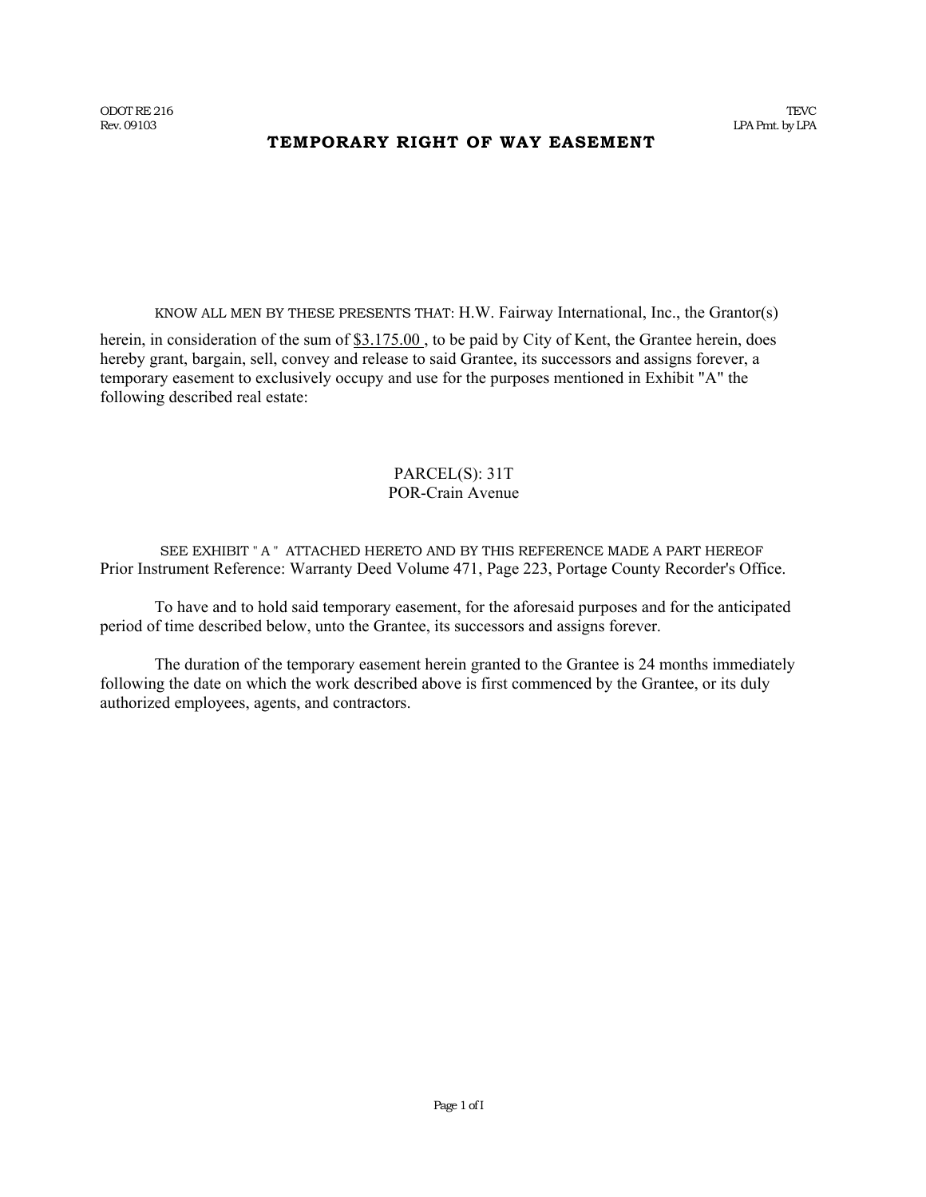ODOT RE 216
Rev. 09103

TEVC
LPA Prmt. by LPA

# TEMPORARY RIGHT OF WAY EASEMENT

KNOW ALL MEN BY THESE PRESENTS THAT: H.W. Fairway International, Inc., the Grantor(s) herein, in consideration of the sum of $3.175.00 , to be paid by City of Kent, the Grantee herein, does hereby grant, bargain, sell, convey and release to said Grantee, its successors and assigns forever, a temporary easement to exclusively occupy and use for the purposes mentioned in Exhibit "A" the following described real estate:

PARCEL(S): 31T
POR-Crain Avenue

SEE EXHIBIT " A " ATTACHED HERETO AND BY THIS REFERENCE MADE A PART HEREOF
Prior Instrument Reference: Warranty Deed Volume 471, Page 223, Portage County Recorder's Office.

To have and to hold said temporary easement, for the aforesaid purposes and for the anticipated period of time described below, unto the Grantee, its successors and assigns forever.

The duration of the temporary easement herein granted to the Grantee is 24 months immediately following the date on which the work described above is first commenced by the Grantee, or its duly authorized employees, agents, and contractors.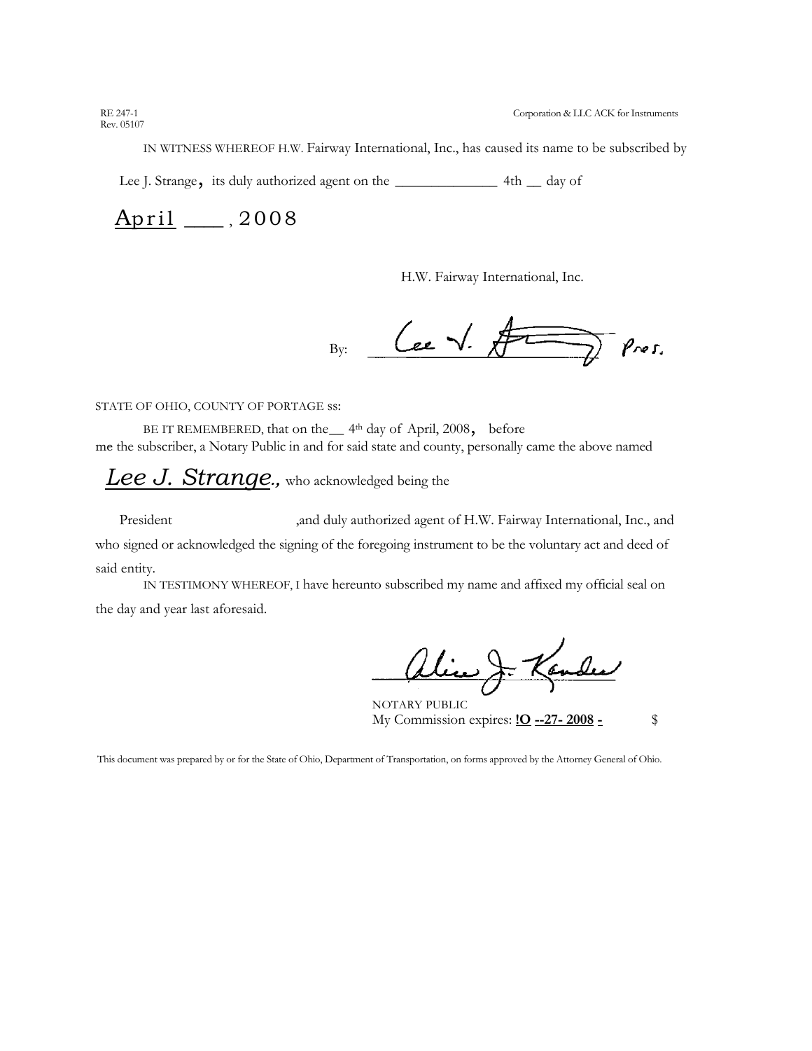RE 247-1
Rev. 05107

Corporation & LLC ACK for Instruments

IN WITNESS WHEREOF H.W. Fairway International, Inc., has caused its name to be subscribed by

Lee J. Strange, its duly authorized agent on the _____________ 4th __ day of

April ____ , 2008

H.W. Fairway International, Inc.

By: Lee J. Strange Pres.

STATE OF OHIO, COUNTY OF PORTAGE ss:

BE IT REMEMBERED, that on the__ 4th day of April, 2008, before me the subscriber, a Notary Public in and for said state and county, personally came the above named

*Lee J. Strange.,* who acknowledged being the

President ,and duly authorized agent of H.W. Fairway International, Inc., and who signed or acknowledged the signing of the foregoing instrument to be the voluntary act and deed of said entity.

IN TESTIMONY WHEREOF, I have hereunto subscribed my name and affixed my official seal on the day and year last aforesaid.

Alice J. Kandel

NOTARY PUBLIC
My Commission expires: **!O --27- 2008 -** $

This document was prepared by or for the State of Ohio, Department of Transportation, on forms approved by the Attorney General of Ohio.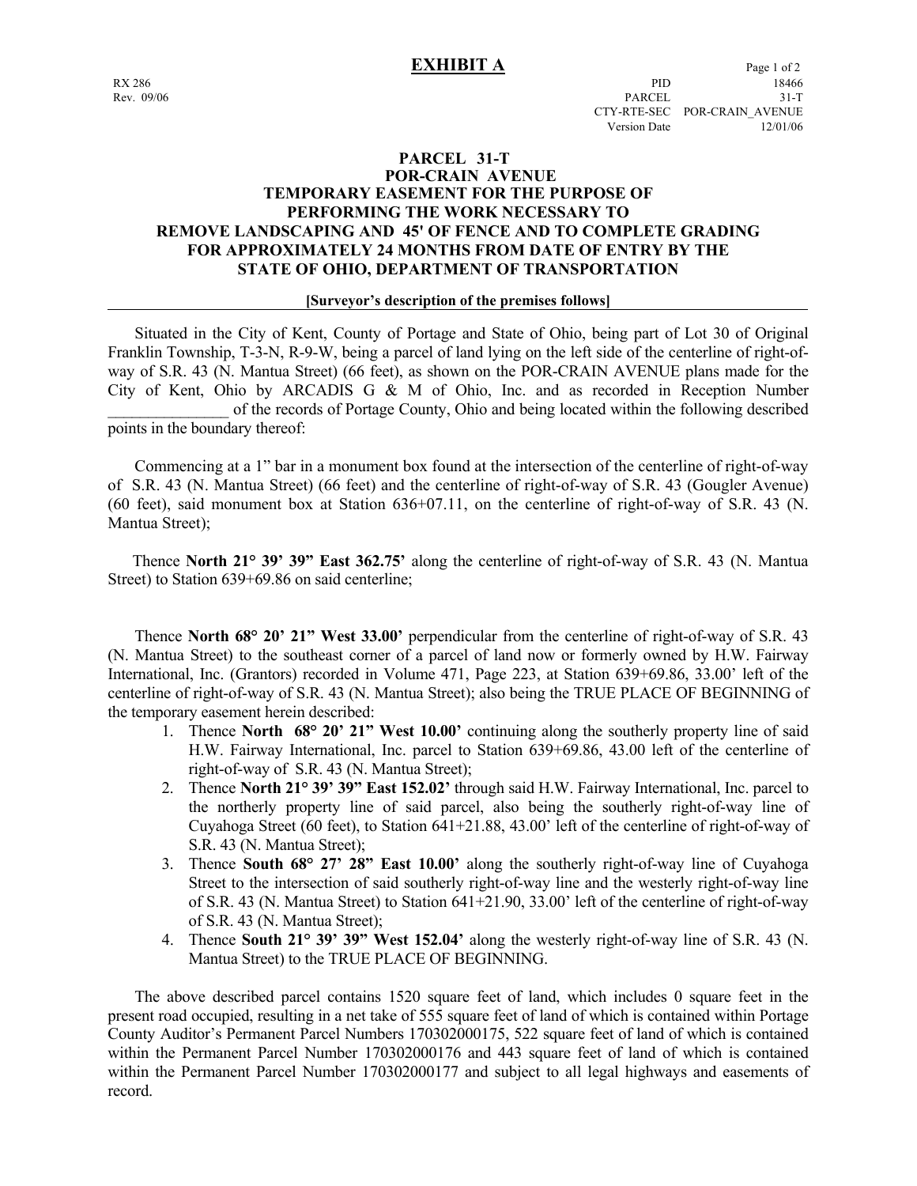# EXHIBIT A

RX 286
Rev. 09/06

PID 18466
PARCEL 31-T
CTY-RTE-SEC POR-CRAIN_AVENUE
Version Date 12/01/06

## PARCEL 31-T
## POR-CRAIN AVENUE
## TEMPORARY EASEMENT FOR THE PURPOSE OF PERFORMING THE WORK NECESSARY TO REMOVE LANDSCAPING AND 45' OF FENCE AND TO COMPLETE GRADING FOR APPROXIMATELY 24 MONTHS FROM DATE OF ENTRY BY THE STATE OF OHIO, DEPARTMENT OF TRANSPORTATION

**[Surveyor's description of the premises follows]**

Situated in the City of Kent, County of Portage and State of Ohio, being part of Lot 30 of Original Franklin Township, T-3-N, R-9-W, being a parcel of land lying on the left side of the centerline of right-of-way of S.R. 43 (N. Mantua Street) (66 feet), as shown on the POR-CRAIN AVENUE plans made for the City of Kent, Ohio by ARCADIS G & M of Ohio, Inc. and as recorded in Reception Number _______________ of the records of Portage County, Ohio and being located within the following described points in the boundary thereof:

Commencing at a 1" bar in a monument box found at the intersection of the centerline of right-of-way of S.R. 43 (N. Mantua Street) (66 feet) and the centerline of right-of-way of S.R. 43 (Gougler Avenue) (60 feet), said monument box at Station 636+07.11, on the centerline of right-of-way of S.R. 43 (N. Mantua Street);

Thence **North 21° 39' 39" East 362.75'** along the centerline of right-of-way of S.R. 43 (N. Mantua Street) to Station 639+69.86 on said centerline;

Thence **North 68° 20' 21" West 33.00'** perpendicular from the centerline of right-of-way of S.R. 43 (N. Mantua Street) to the southeast corner of a parcel of land now or formerly owned by H.W. Fairway International, Inc. (Grantors) recorded in Volume 471, Page 223, at Station 639+69.86, 33.00' left of the centerline of right-of-way of S.R. 43 (N. Mantua Street); also being the TRUE PLACE OF BEGINNING of the temporary easement herein described:

1. Thence **North 68° 20' 21" West 10.00'** continuing along the southerly property line of said H.W. Fairway International, Inc. parcel to Station 639+69.86, 43.00 left of the centerline of right-of-way of S.R. 43 (N. Mantua Street);
2. Thence **North 21° 39' 39" East 152.02'** through said H.W. Fairway International, Inc. parcel to the northerly property line of said parcel, also being the southerly right-of-way line of Cuyahoga Street (60 feet), to Station 641+21.88, 43.00' left of the centerline of right-of-way of S.R. 43 (N. Mantua Street);
3. Thence **South 68° 27' 28" East 10.00'** along the southerly right-of-way line of Cuyahoga Street to the intersection of said southerly right-of-way line and the westerly right-of-way line of S.R. 43 (N. Mantua Street) to Station 641+21.90, 33.00' left of the centerline of right-of-way of S.R. 43 (N. Mantua Street);
4. Thence **South 21° 39' 39" West 152.04'** along the westerly right-of-way line of S.R. 43 (N. Mantua Street) to the TRUE PLACE OF BEGINNING.

The above described parcel contains 1520 square feet of land, which includes 0 square feet in the present road occupied, resulting in a net take of 555 square feet of land of which is contained within Portage County Auditor's Permanent Parcel Numbers 170302000175, 522 square feet of land of which is contained within the Permanent Parcel Number 170302000176 and 443 square feet of land of which is contained within the Permanent Parcel Number 170302000177 and subject to all legal highways and easements of record.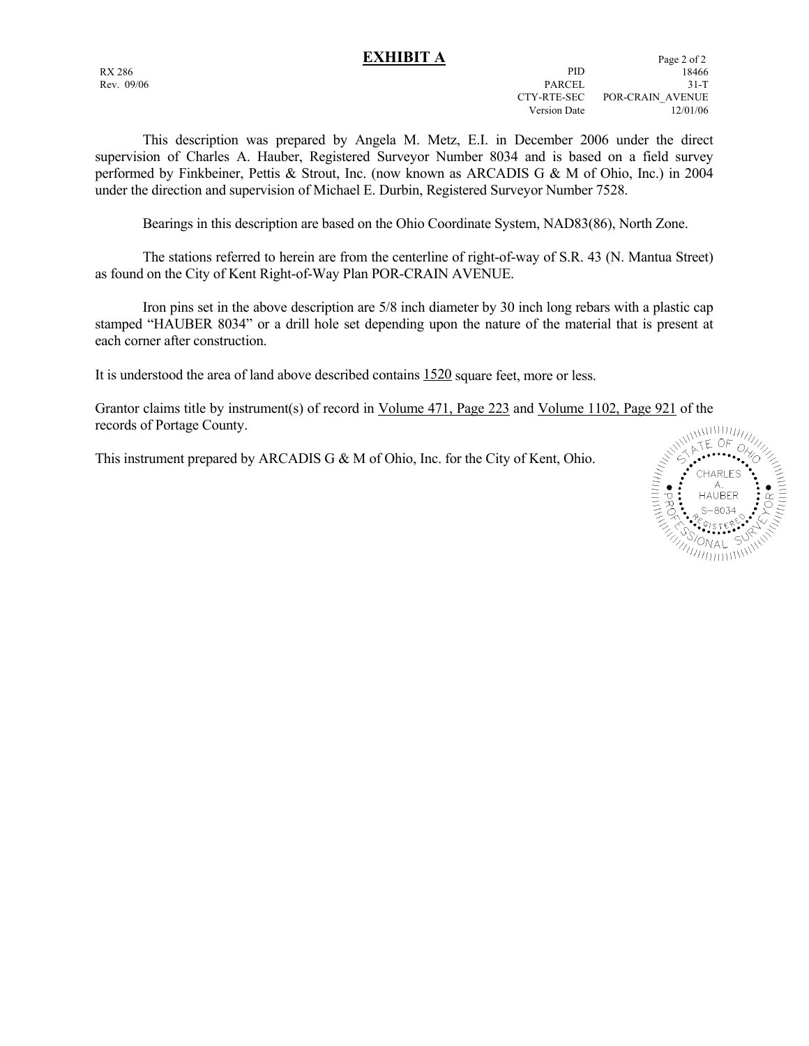# EXHIBIT A

RX 286
Rev. 09/06

| | |
|---|---|
| PID | 18466 |
| PARCEL | 31-T |
| CTY-RTE-SEC | POR-CRAIN_AVENUE |
| Version Date | 12/01/06 |

This description was prepared by Angela M. Metz, E.I. in December 2006 under the direct supervision of Charles A. Hauber, Registered Surveyor Number 8034 and is based on a field survey performed by Finkbeiner, Pettis & Strout, Inc. (now known as ARCADIS G & M of Ohio, Inc.) in 2004 under the direction and supervision of Michael E. Durbin, Registered Surveyor Number 7528.

Bearings in this description are based on the Ohio Coordinate System, NAD83(86), North Zone.

The stations referred to herein are from the centerline of right-of-way of S.R. 43 (N. Mantua Street) as found on the City of Kent Right-of-Way Plan POR-CRAIN AVENUE.

Iron pins set in the above description are 5/8 inch diameter by 30 inch long rebars with a plastic cap stamped "HAUBER 8034" or a drill hole set depending upon the nature of the material that is present at each corner after construction.

It is understood the area of land above described contains 1520 square feet, more or less.

Grantor claims title by instrument(s) of record in Volume 471, Page 223 and Volume 1102, Page 921 of the records of Portage County.

This instrument prepared by ARCADIS G & M of Ohio, Inc. for the City of Kent, Ohio.

STATE OF OHIO
CHARLES A. HAUBER
S-8034
REGISTERED
PROFESSIONAL SURVEYOR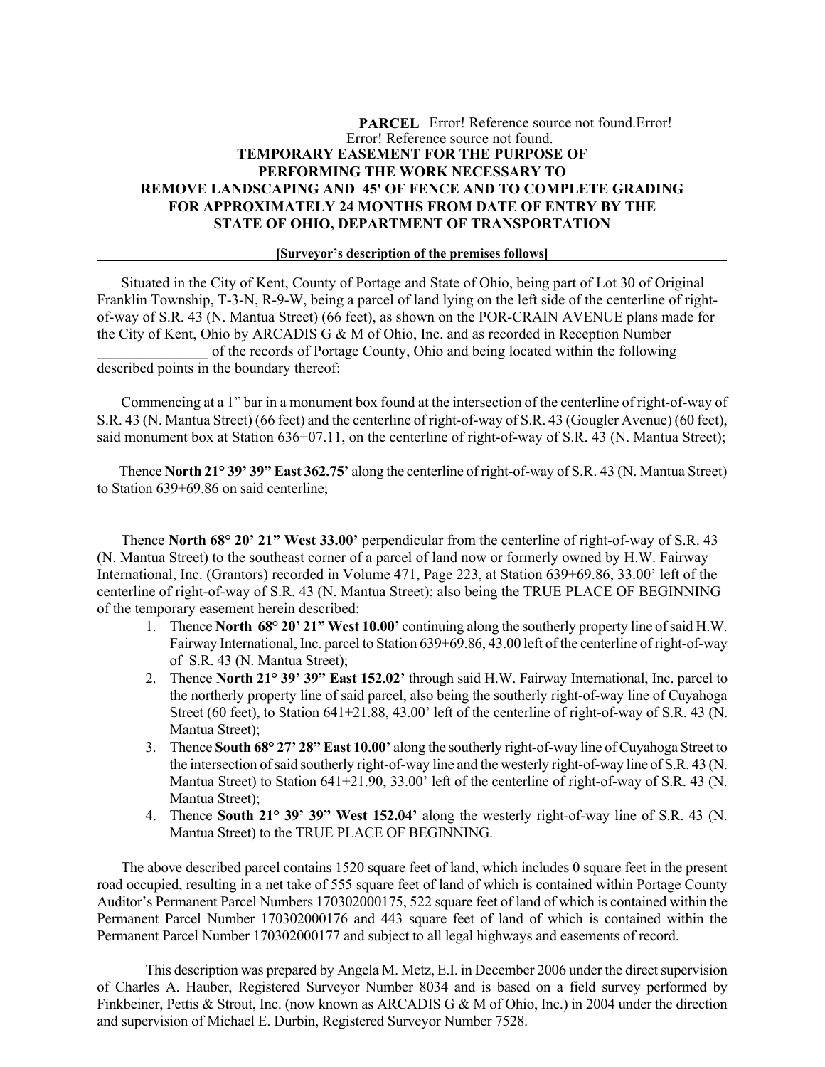**PARCEL** Error! Reference source not found.Error! Error! Reference source not found.

**TEMPORARY EASEMENT FOR THE PURPOSE OF PERFORMING THE WORK NECESSARY TO REMOVE LANDSCAPING AND 45' OF FENCE AND TO COMPLETE GRADING FOR APPROXIMATELY 24 MONTHS FROM DATE OF ENTRY BY THE STATE OF OHIO, DEPARTMENT OF TRANSPORTATION**

**[Surveyor's description of the premises follows]**

Situated in the City of Kent, County of Portage and State of Ohio, being part of Lot 30 of Original Franklin Township, T-3-N, R-9-W, being a parcel of land lying on the left side of the centerline of right-of-way of S.R. 43 (N. Mantua Street) (66 feet), as shown on the POR-CRAIN AVENUE plans made for the City of Kent, Ohio by ARCADIS G & M of Ohio, Inc. and as recorded in Reception Number _______________ of the records of Portage County, Ohio and being located within the following described points in the boundary thereof:

Commencing at a 1" bar in a monument box found at the intersection of the centerline of right-of-way of S.R. 43 (N. Mantua Street) (66 feet) and the centerline of right-of-way of S.R. 43 (Gougler Avenue) (60 feet), said monument box at Station 636+07.11, on the centerline of right-of-way of S.R. 43 (N. Mantua Street);

Thence **North 21° 39' 39" East 362.75'** along the centerline of right-of-way of S.R. 43 (N. Mantua Street) to Station 639+69.86 on said centerline;

Thence **North 68° 20' 21" West 33.00'** perpendicular from the centerline of right-of-way of S.R. 43 (N. Mantua Street) to the southeast corner of a parcel of land now or formerly owned by H.W. Fairway International, Inc. (Grantors) recorded in Volume 471, Page 223, at Station 639+69.86, 33.00' left of the centerline of right-of-way of S.R. 43 (N. Mantua Street); also being the TRUE PLACE OF BEGINNING of the temporary easement herein described:

1. Thence **North 68° 20' 21" West 10.00'** continuing along the southerly property line of said H.W. Fairway International, Inc. parcel to Station 639+69.86, 43.00 left of the centerline of right-of-way of S.R. 43 (N. Mantua Street);
2. Thence **North 21° 39' 39" East 152.02'** through said H.W. Fairway International, Inc. parcel to the northerly property line of said parcel, also being the southerly right-of-way line of Cuyahoga Street (60 feet), to Station 641+21.88, 43.00' left of the centerline of right-of-way of S.R. 43 (N. Mantua Street);
3. Thence **South 68° 27' 28" East 10.00'** along the southerly right-of-way line of Cuyahoga Street to the intersection of said southerly right-of-way line and the westerly right-of-way line of S.R. 43 (N. Mantua Street) to Station 641+21.90, 33.00' left of the centerline of right-of-way of S.R. 43 (N. Mantua Street);
4. Thence **South 21° 39' 39" West 152.04'** along the westerly right-of-way line of S.R. 43 (N. Mantua Street) to the TRUE PLACE OF BEGINNING.

The above described parcel contains 1520 square feet of land, which includes 0 square feet in the present road occupied, resulting in a net take of 555 square feet of land of which is contained within Portage County Auditor's Permanent Parcel Numbers 170302000175, 522 square feet of land of which is contained within the Permanent Parcel Number 170302000176 and 443 square feet of land of which is contained within the Permanent Parcel Number 170302000177 and subject to all legal highways and easements of record.

This description was prepared by Angela M. Metz, E.I. in December 2006 under the direct supervision of Charles A. Hauber, Registered Surveyor Number 8034 and is based on a field survey performed by Finkbeiner, Pettis & Strout, Inc. (now known as ARCADIS G & M of Ohio, Inc.) in 2004 under the direction and supervision of Michael E. Durbin, Registered Surveyor Number 7528.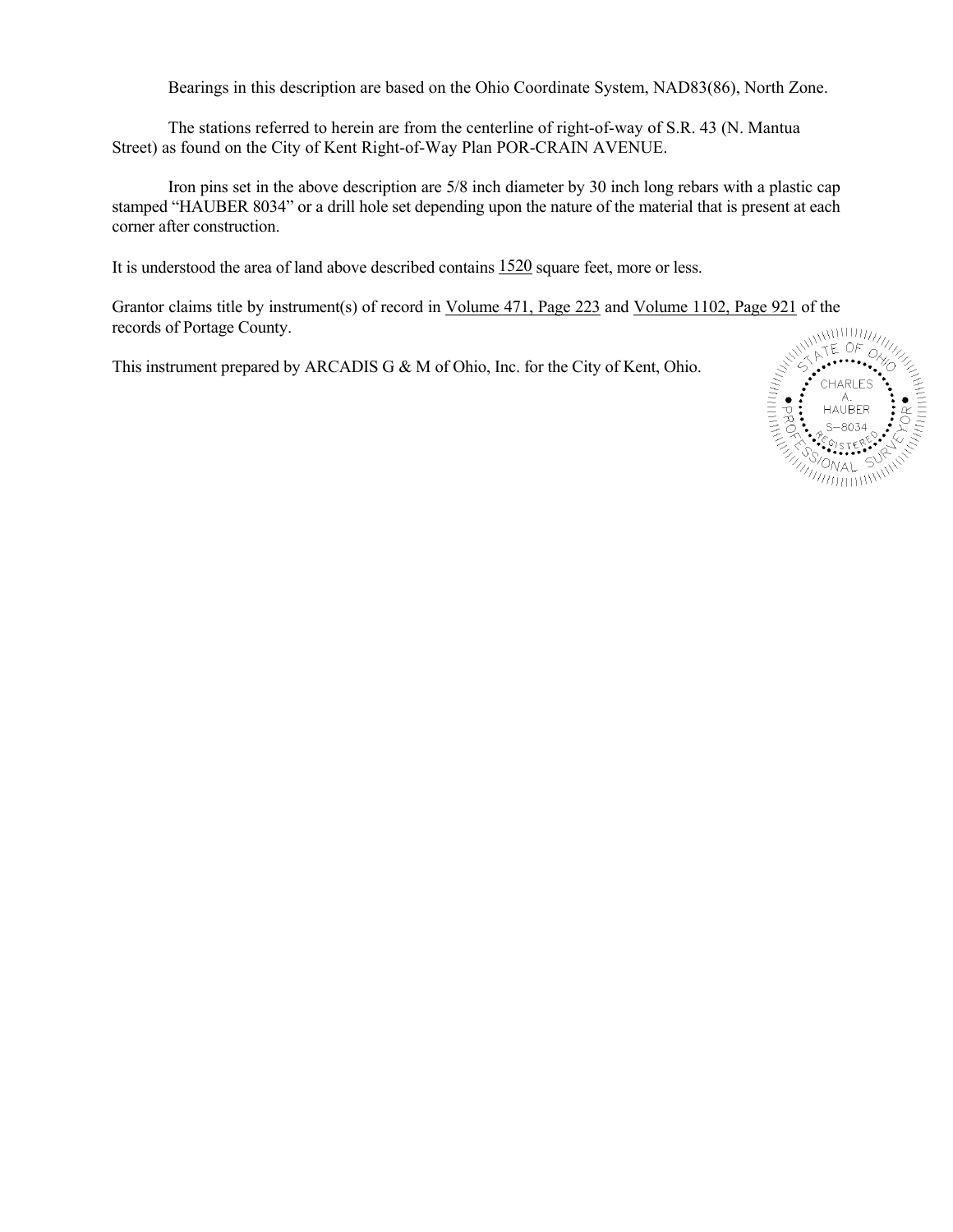Bearings in this description are based on the Ohio Coordinate System, NAD83(86), North Zone.

The stations referred to herein are from the centerline of right-of-way of S.R. 43 (N. Mantua Street) as found on the City of Kent Right-of-Way Plan POR-CRAIN AVENUE.

Iron pins set in the above description are 5/8 inch diameter by 30 inch long rebars with a plastic cap stamped "HAUBER 8034" or a drill hole set depending upon the nature of the material that is present at each corner after construction.

It is understood the area of land above described contains 1520 square feet, more or less.

Grantor claims title by instrument(s) of record in Volume 471, Page 223 and Volume 1102, Page 921 of the records of Portage County.

This instrument prepared by ARCADIS G & M of Ohio, Inc. for the City of Kent, Ohio.

STATE OF OHIO
CHARLES A. HAUBER
S-8034
REGISTERED
PROFESSIONAL SURVEYOR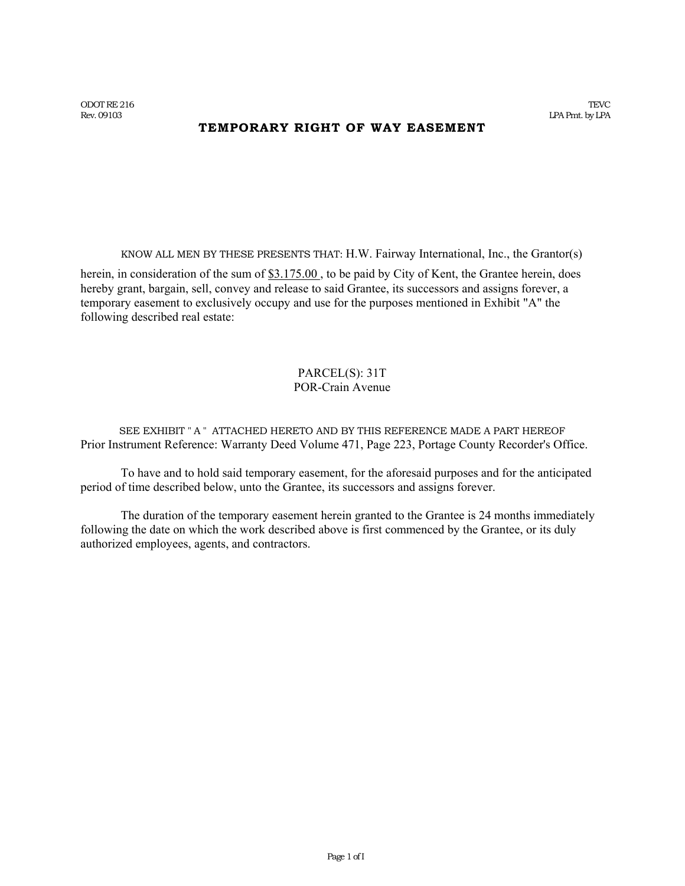ODOT RE 216
Rev. 09103

TEVC
LPA Pmt. by LPA

# TEMPORARY RIGHT OF WAY EASEMENT

KNOW ALL MEN BY THESE PRESENTS THAT: H.W. Fairway International, Inc., the Grantor(s) herein, in consideration of the sum of $3.175.00 , to be paid by City of Kent, the Grantee herein, does hereby grant, bargain, sell, convey and release to said Grantee, its successors and assigns forever, a temporary easement to exclusively occupy and use for the purposes mentioned in Exhibit "A" the following described real estate:

PARCEL(S): 31T
POR-Crain Avenue

SEE EXHIBIT " A " ATTACHED HERETO AND BY THIS REFERENCE MADE A PART HEREOF
Prior Instrument Reference: Warranty Deed Volume 471, Page 223, Portage County Recorder's Office.

To have and to hold said temporary easement, for the aforesaid purposes and for the anticipated period of time described below, unto the Grantee, its successors and assigns forever.

The duration of the temporary easement herein granted to the Grantee is 24 months immediately following the date on which the work described above is first commenced by the Grantee, or its duly authorized employees, agents, and contractors.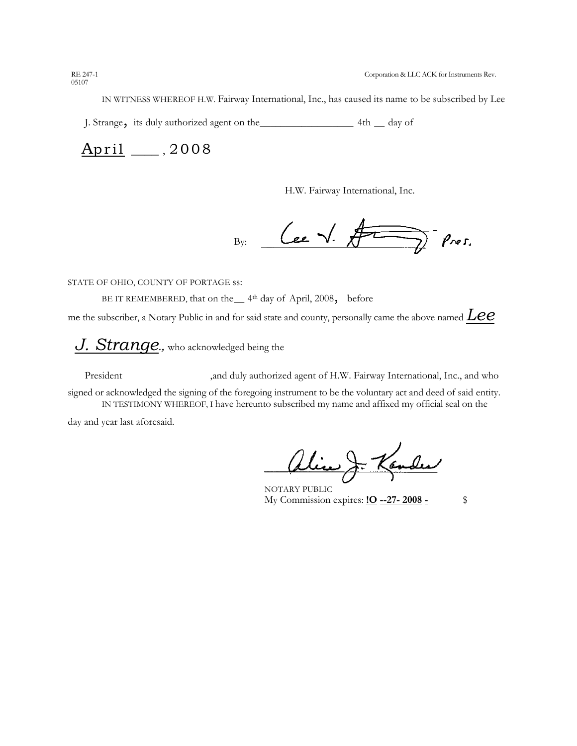RE 247-1
05107

Corporation & LLC ACK for Instruments Rev.

IN WITNESS WHEREOF H.W. Fairway International, Inc., has caused its name to be subscribed by Lee J. Strange, its duly authorized agent on the__________________ 4th __ day of

April ____ , 2008

H.W. Fairway International, Inc.

By: Lee J. Strange Pres.

STATE OF OHIO, COUNTY OF PORTAGE ss:

BE IT REMEMBERED, that on the__ 4th day of April, 2008, before me the subscriber, a Notary Public in and for said state and county, personally came the above named *Lee J. Strange*., who acknowledged being the

President ,and duly authorized agent of H.W. Fairway International, Inc., and who signed or acknowledged the signing of the foregoing instrument to be the voluntary act and deed of said entity.

IN TESTIMONY WHEREOF, I have hereunto subscribed my name and affixed my official seal on the day and year last aforesaid.

Alice J. Kandes

NOTARY PUBLIC
My Commission expires: **!O --27- 2008 -** $